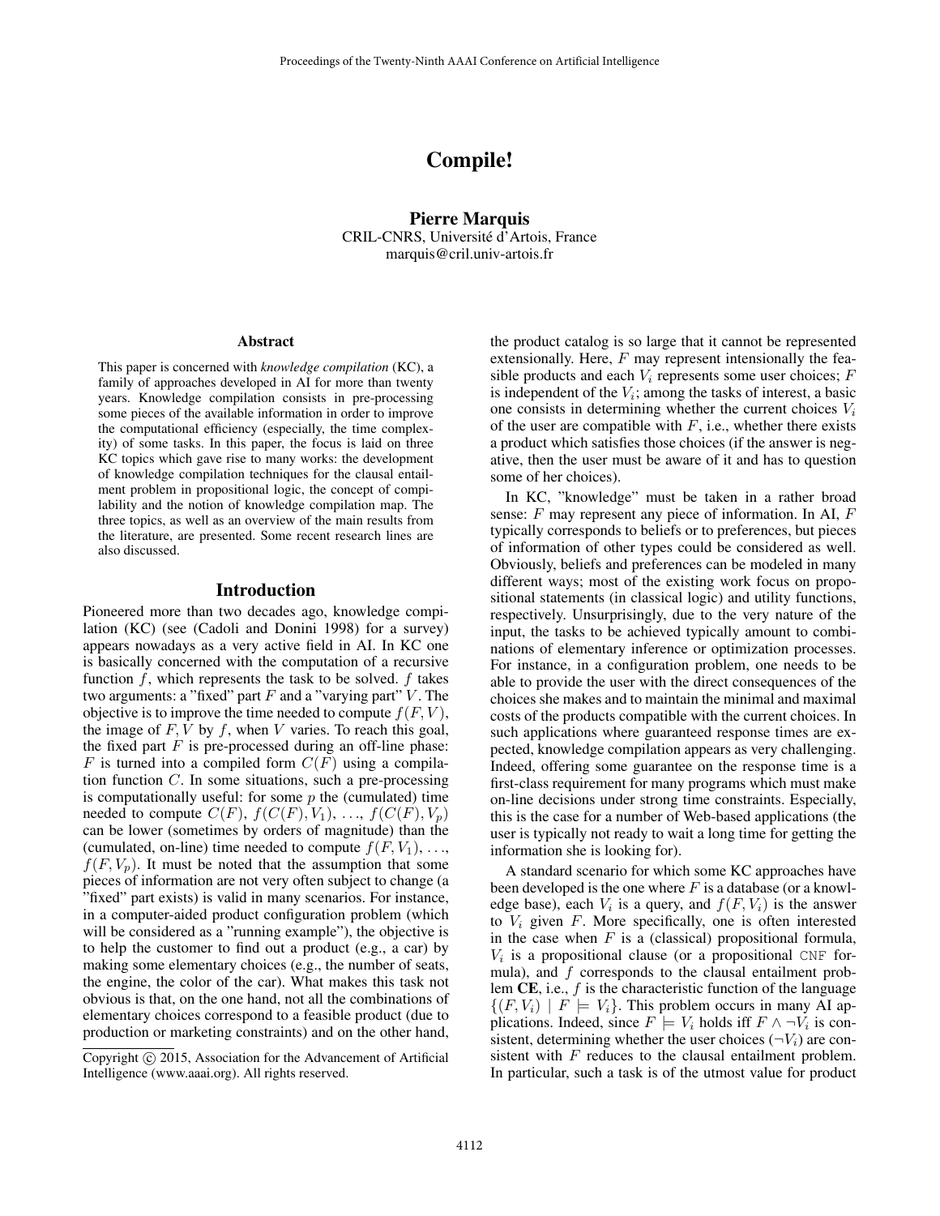# Compile!

**Pierre Marquis**
CRIL-CNRS, Université d'Artois, France
marquis@cril.univ-artois.fr

## Abstract

This paper is concerned with *knowledge compilation* (KC), a family of approaches developed in AI for more than twenty years. Knowledge compilation consists in pre-processing some pieces of the available information in order to improve the computational efficiency (especially, the time complexity) of some tasks. In this paper, the focus is laid on three KC topics which gave rise to many works: the development of knowledge compilation techniques for the clausal entailment problem in propositional logic, the concept of compilability and the notion of knowledge compilation map. The three topics, as well as an overview of the main results from the literature, are presented. Some recent research lines are also discussed.

## Introduction

Pioneered more than two decades ago, knowledge compilation (KC) (see (Cadoli and Donini 1998) for a survey) appears nowadays as a very active field in AI. In KC one is basically concerned with the computation of a recursive function $f$, which represents the task to be solved. $f$ takes two arguments: a "fixed" part $F$ and a "varying part" $V$. The objective is to improve the time needed to compute $f(F, V)$, the image of $F, V$ by $f$, when $V$ varies. To reach this goal, the fixed part $F$ is pre-processed during an off-line phase: $F$ is turned into a compiled form $C(F)$ using a compilation function $C$. In some situations, such a pre-processing is computationally useful: for some $p$ the (cumulated) time needed to compute $C(F)$, $f(C(F), V_1)$, …, $f(C(F), V_p)$ can be lower (sometimes by orders of magnitude) than the (cumulated, on-line) time needed to compute $f(F, V_1)$, …, $f(F, V_p)$. It must be noted that the assumption that some pieces of information are not very often subject to change (a "fixed" part exists) is valid in many scenarios. For instance, in a computer-aided product configuration problem (which will be considered as a "running example"), the objective is to help the customer to find out a product (e.g., a car) by making some elementary choices (e.g., the number of seats, the engine, the color of the car). What makes this task not obvious is that, on the one hand, not all the combinations of elementary choices correspond to a feasible product (due to production or marketing constraints) and on the other hand, the product catalog is so large that it cannot be represented extensionally. Here, $F$ may represent intensionally the feasible products and each $V_i$ represents some user choices; $F$ is independent of the $V_i$; among the tasks of interest, a basic one consists in determining whether the current choices $V_i$ of the user are compatible with $F$, i.e., whether there exists a product which satisfies those choices (if the answer is negative, then the user must be aware of it and has to question some of her choices).

In KC, "knowledge" must be taken in a rather broad sense: $F$ may represent any piece of information. In AI, $F$ typically corresponds to beliefs or to preferences, but pieces of information of other types could be considered as well. Obviously, beliefs and preferences can be modeled in many different ways; most of the existing work focus on propositional statements (in classical logic) and utility functions, respectively. Unsurprisingly, due to the very nature of the input, the tasks to be achieved typically amount to combinations of elementary inference or optimization processes. For instance, in a configuration problem, one needs to be able to provide the user with the direct consequences of the choices she makes and to maintain the minimal and maximal costs of the products compatible with the current choices. In such applications where guaranteed response times are expected, knowledge compilation appears as very challenging. Indeed, offering some guarantee on the response time is a first-class requirement for many programs which must make on-line decisions under strong time constraints. Especially, this is the case for a number of Web-based applications (the user is typically not ready to wait a long time for getting the information she is looking for).

A standard scenario for which some KC approaches have been developed is the one where $F$ is a database (or a knowledge base), each $V_i$ is a query, and $f(F, V_i)$ is the answer to $V_i$ given $F$. More specifically, one is often interested in the case when $F$ is a (classical) propositional formula, $V_i$ is a propositional clause (or a propositional CNF formula), and $f$ corresponds to the clausal entailment problem **CE**, i.e., $f$ is the characteristic function of the language $\{(F, V_i) \mid F \models V_i\}$. This problem occurs in many AI applications. Indeed, since $F \models V_i$ holds iff $F \wedge \neg V_i$ is consistent, determining whether the user choices ($\neg V_i$) are consistent with $F$ reduces to the clausal entailment problem. In particular, such a task is of the utmost value for product

Copyright © 2015, Association for the Advancement of Artificial Intelligence (www.aaai.org). All rights reserved.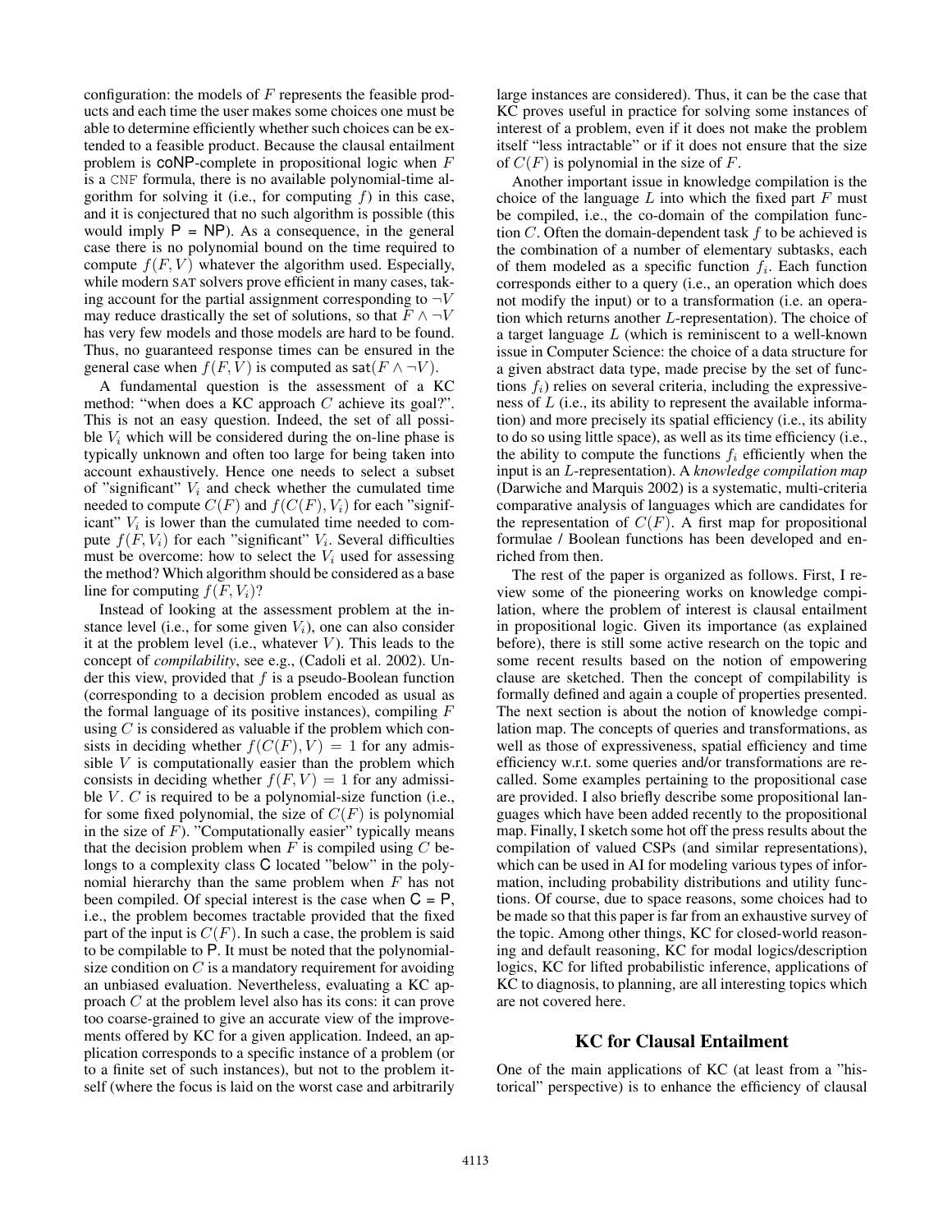configuration: the models of $F$ represents the feasible products and each time the user makes some choices one must be able to determine efficiently whether such choices can be extended to a feasible product. Because the clausal entailment problem is coNP-complete in propositional logic when $F$ is a CNF formula, there is no available polynomial-time algorithm for solving it (i.e., for computing $f$) in this case, and it is conjectured that no such algorithm is possible (this would imply P = NP). As a consequence, in the general case there is no polynomial bound on the time required to compute $f(F, V)$ whatever the algorithm used. Especially, while modern SAT solvers prove efficient in many cases, taking account for the partial assignment corresponding to $\neg V$ may reduce drastically the set of solutions, so that $F \wedge \neg V$ has very few models and those models can be hard to be found. Thus, no guaranteed response times can be ensured in the general case when $f(F, V)$ is computed as $\mathsf{sat}(F \wedge \neg V)$.

A fundamental question is the assessment of a KC method: "when does a KC approach $C$ achieve its goal?". This is not an easy question. Indeed, the set of all possible $V_i$ which will be considered during the on-line phase is typically unknown and often too large for being taken into account exhaustively. Hence one needs to select a subset of "significant" $V_i$ and check whether the cumulated time needed to compute $C(F)$ and $f(C(F), V_i)$ for each "significant" $V_i$ is lower than the cumulated time needed to compute $f(F, V_i)$ for each "significant" $V_i$. Several difficulties must be overcome: how to select the $V_i$ used for assessing the method? Which algorithm should be considered as a base line for computing $f(F, V_i)$?

Instead of looking at the assessment problem at the instance level (i.e., for some given $V_i$), one can also consider it at the problem level (i.e., whatever $V$). This leads to the concept of *compilability*, see e.g., (Cadoli et al. 2002). Under this view, provided that $f$ is a pseudo-Boolean function (corresponding to a decision problem encoded as usual as the formal language of its positive instances), compiling $F$ using $C$ is considered as valuable if the problem which consists in deciding whether $f(C(F), V) = 1$ for any admissible $V$ is computationally easier than the problem which consists in deciding whether $f(F, V) = 1$ for any admissible $V$. $C$ is required to be a polynomial-size function (i.e., for some fixed polynomial, the size of $C(F)$ is polynomial in the size of $F$). "Computationally easier" typically means that the decision problem when $F$ is compiled using $C$ belongs to a complexity class C located "below" in the polynomial hierarchy than the same problem when $F$ has not been compiled. Of special interest is the case when C = P, i.e., the problem becomes tractable provided that the fixed part of the input is $C(F)$. In such a case, the problem is said to be compilable to P. It must be noted that the polynomial-size condition on $C$ is a mandatory requirement for avoiding an unbiased evaluation. Nevertheless, evaluating a KC approach $C$ at the problem level also has its cons: it can prove too coarse-grained to give an accurate view of the improvements offered by KC for a given application. Indeed, an application corresponds to a specific instance of a problem (or to a finite set of such instances), but not to the problem itself (where the focus is laid on the worst case and arbitrarily large instances are considered). Thus, it can be the case that KC proves useful in practice for solving some instances of interest of a problem, even if it does not make the problem itself "less intractable" or if it does not ensure that the size of $C(F)$ is polynomial in the size of $F$.

Another important issue in knowledge compilation is the choice of the language $L$ into which the fixed part $F$ must be compiled, i.e., the co-domain of the compilation function $C$. Often the domain-dependent task $f$ to be achieved is the combination of a number of elementary subtasks, each of them modeled as a specific function $f_i$. Each function corresponds either to a query (i.e., an operation which does not modify the input) or to a transformation (i.e. an operation which returns another $L$-representation). The choice of a target language $L$ (which is reminiscent to a well-known issue in Computer Science: the choice of a data structure for a given abstract data type, made precise by the set of functions $f_i$) relies on several criteria, including the expressiveness of $L$ (i.e., its ability to represent the available information) and more precisely its spatial efficiency (i.e., its ability to do so using little space), as well as its time efficiency (i.e., the ability to compute the functions $f_i$ efficiently when the input is an $L$-representation). A *knowledge compilation map* (Darwiche and Marquis 2002) is a systematic, multi-criteria comparative analysis of languages which are candidates for the representation of $C(F)$. A first map for propositional formulae / Boolean functions has been developed and enriched from then.

The rest of the paper is organized as follows. First, I review some of the pioneering works on knowledge compilation, where the problem of interest is clausal entailment in propositional logic. Given its importance (as explained before), there is still some active research on the topic and some recent results based on the notion of empowering clause are sketched. Then the concept of compilability is formally defined and again a couple of properties presented. The next section is about the notion of knowledge compilation map. The concepts of queries and transformations, as well as those of expressiveness, spatial efficiency and time efficiency w.r.t. some queries and/or transformations are recalled. Some examples pertaining to the propositional case are provided. I also briefly describe some propositional languages which have been added recently to the propositional map. Finally, I sketch some hot off the press results about the compilation of valued CSPs (and similar representations), which can be used in AI for modeling various types of information, including probability distributions and utility functions. Of course, due to space reasons, some choices had to be made so that this paper is far from an exhaustive survey of the topic. Among other things, KC for closed-world reasoning and default reasoning, KC for modal logics/description logics, KC for lifted probabilistic inference, applications of KC to diagnosis, to planning, are all interesting topics which are not covered here.

## KC for Clausal Entailment

One of the main applications of KC (at least from a "historical" perspective) is to enhance the efficiency of clausal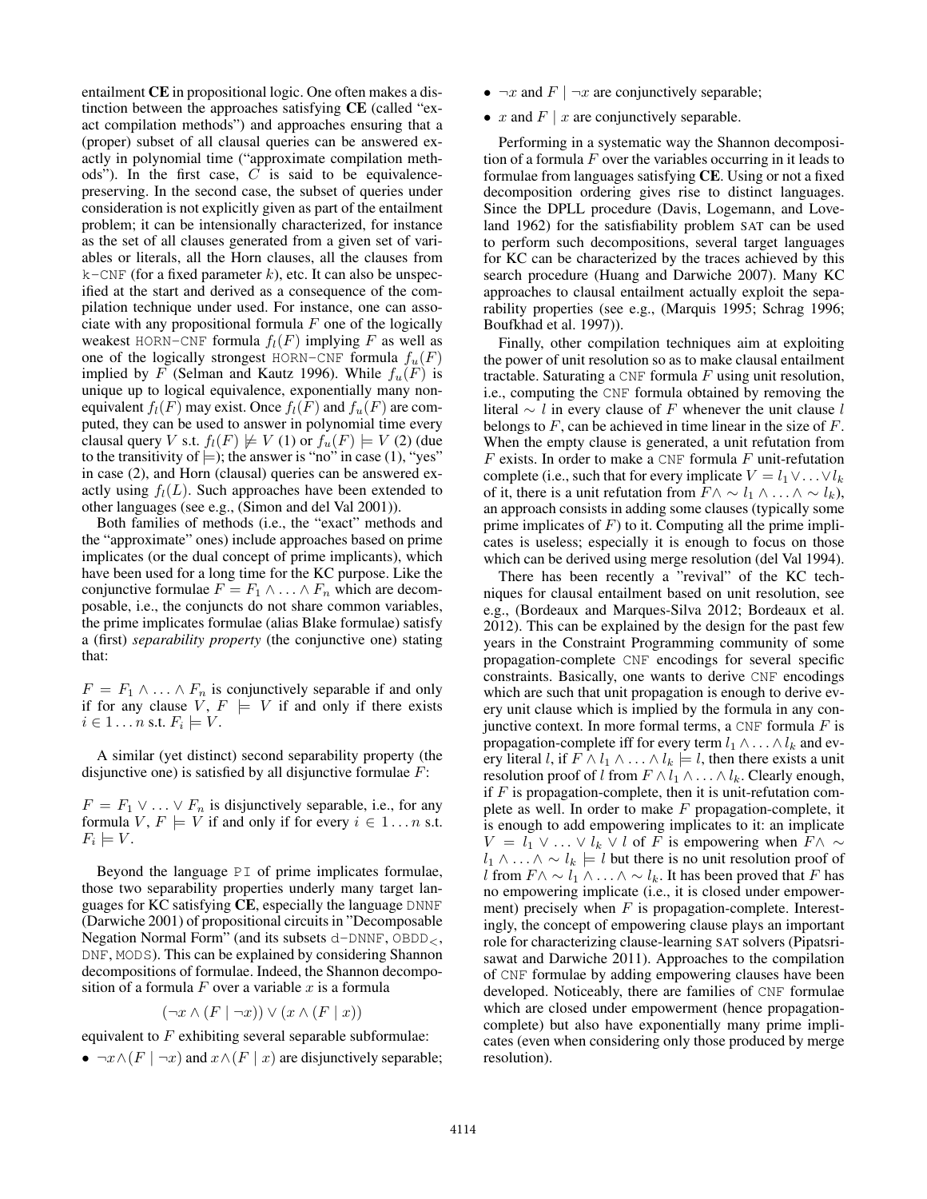entailment **CE** in propositional logic. One often makes a distinction between the approaches satisfying **CE** (called "exact compilation methods") and approaches ensuring that a (proper) subset of all clausal queries can be answered exactly in polynomial time ("approximate compilation methods"). In the first case, $C$ is said to be equivalence-preserving. In the second case, the subset of queries under consideration is not explicitly given as part of the entailment problem; it can be intensionally characterized, for instance as the set of all clauses generated from a given set of variables or literals, all the Horn clauses, all the clauses from k-CNF (for a fixed parameter $k$), etc. It can also be unspecified at the start and derived as a consequence of the compilation technique under used. For instance, one can associate with any propositional formula $F$ one of the logically weakest HORN-CNF formula $f_l(F)$ implying $F$ as well as one of the logically strongest HORN-CNF formula $f_u(F)$ implied by $F$ (Selman and Kautz 1996). While $f_u(F)$ is unique up to logical equivalence, exponentially many non-equivalent $f_l(F)$ may exist. Once $f_l(F)$ and $f_u(F)$ are computed, they can be used to answer in polynomial time every clausal query $V$ s.t. $f_l(F) \not\models V$ (1) or $f_u(F) \models V$ (2) (due to the transitivity of $\models$); the answer is "no" in case (1), "yes" in case (2), and Horn (clausal) queries can be answered exactly using $f_l(L)$. Such approaches have been extended to other languages (see e.g., (Simon and del Val 2001)).

Both families of methods (i.e., the "exact" methods and the "approximate" ones) include approaches based on prime implicates (or the dual concept of prime implicants), which have been used for a long time for the KC purpose. Like the conjunctive formulae $F = F_1 \wedge \ldots \wedge F_n$ which are decomposable, i.e., the conjuncts do not share common variables, the prime implicates formulae (alias Blake formulae) satisfy a (first) *separability property* (the conjunctive one) stating that:

$F = F_1 \wedge \ldots \wedge F_n$ is conjunctively separable if and only if for any clause $V$, $F \models V$ if and only if there exists $i \in 1 \ldots n$ s.t. $F_i \models V$.

A similar (yet distinct) second separability property (the disjunctive one) is satisfied by all disjunctive formulae $F$:

$F = F_1 \vee \ldots \vee F_n$ is disjunctively separable, i.e., for any formula $V$, $F \models V$ if and only if for every $i \in 1 \ldots n$ s.t. $F_i \models V$.

Beyond the language PI of prime implicates formulae, those two separability properties underly many target languages for KC satisfying **CE**, especially the language DNNF (Darwiche 2001) of propositional circuits in "Decomposable Negation Normal Form" (and its subsets d-DNNF, $\text{OBDD}_<$, DNF, MODS). This can be explained by considering Shannon decompositions of formulae. Indeed, the Shannon decomposition of a formula $F$ over a variable $x$ is a formula

$$(\neg x \wedge (F \mid \neg x)) \vee (x \wedge (F \mid x))$$

equivalent to $F$ exhibiting several separable subformulae:

- $\neg x \wedge (F \mid \neg x)$ and $x \wedge (F \mid x)$ are disjunctively separable;
- $\neg x$ and $F \mid \neg x$ are conjunctively separable;
- $x$ and $F \mid x$ are conjunctively separable.

Performing in a systematic way the Shannon decomposition of a formula $F$ over the variables occurring in it leads to formulae from languages satisfying **CE**. Using or not a fixed decomposition ordering gives rise to distinct languages. Since the DPLL procedure (Davis, Logemann, and Loveland 1962) for the satisfiability problem SAT can be used to perform such decompositions, several target languages for KC can be characterized by the traces achieved by this search procedure (Huang and Darwiche 2007). Many KC approaches to clausal entailment actually exploit the separability properties (see e.g., (Marquis 1995; Schrag 1996; Boufkhad et al. 1997)).

Finally, other compilation techniques aim at exploiting the power of unit resolution so as to make clausal entailment tractable. Saturating a CNF formula $F$ using unit resolution, i.e., computing the CNF formula obtained by removing the literal $\sim l$ in every clause of $F$ whenever the unit clause $l$ belongs to $F$, can be achieved in time linear in the size of $F$. When the empty clause is generated, a unit refutation from $F$ exists. In order to make a CNF formula $F$ unit-refutation complete (i.e., such that for every implicate $V = l_1 \vee \ldots \vee l_k$ of it, there is a unit refutation from $F \wedge \sim l_1 \wedge \ldots \wedge \sim l_k$), an approach consists in adding some clauses (typically some prime implicates of $F$) to it. Computing all the prime implicates is useless; especially it is enough to focus on those which can be derived using merge resolution (del Val 1994).

There has been recently a "revival" of the KC techniques for clausal entailment based on unit resolution, see e.g., (Bordeaux and Marques-Silva 2012; Bordeaux et al. 2012). This can be explained by the design for the past few years in the Constraint Programming community of some propagation-complete CNF encodings for several specific constraints. Basically, one wants to derive CNF encodings which are such that unit propagation is enough to derive every unit clause which is implied by the formula in any conjunctive context. In more formal terms, a CNF formula $F$ is propagation-complete iff for every term $l_1 \wedge \ldots \wedge l_k$ and every literal $l$, if $F \wedge l_1 \wedge \ldots \wedge l_k \models l$, then there exists a unit resolution proof of $l$ from $F \wedge l_1 \wedge \ldots \wedge l_k$. Clearly enough, if $F$ is propagation-complete, then it is unit-refutation complete as well. In order to make $F$ propagation-complete, it is enough to add empowering implicates to it: an implicate $V = l_1 \vee \ldots \vee l_k \vee l$ of $F$ is empowering when $F \wedge \sim l_1 \wedge \ldots \wedge \sim l_k \models l$ but there is no unit resolution proof of $l$ from $F \wedge \sim l_1 \wedge \ldots \wedge \sim l_k$. It has been proved that $F$ has no empowering implicate (i.e., it is closed under empowerment) precisely when $F$ is propagation-complete. Interestingly, the concept of empowering clause plays an important role for characterizing clause-learning SAT solvers (Pipatsrisawat and Darwiche 2011). Approaches to the compilation of CNF formulae by adding empowering clauses have been developed. Noticeably, there are families of CNF formulae which are closed under empowerment (hence propagation-complete) but also have exponentially many prime implicates (even when considering only those produced by merge resolution).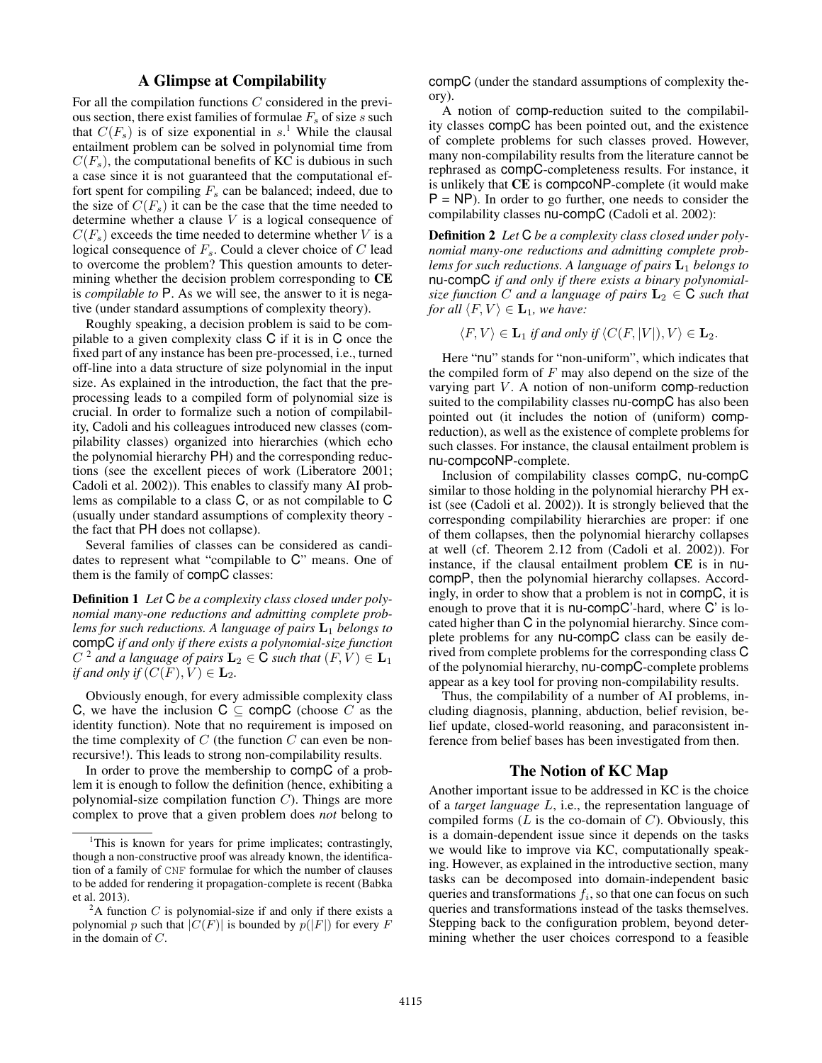## A Glimpse at Compilability

For all the compilation functions $C$ considered in the previous section, there exist families of formulae $F_s$ of size $s$ such that $C(F_s)$ is of size exponential in $s$.[1] While the clausal entailment problem can be solved in polynomial time from $C(F_s)$, the computational benefits of KC is dubious in such a case since it is not guaranteed that the computational effort spent for compiling $F_s$ can be balanced; indeed, due to the size of $C(F_s)$ it can be the case that the time needed to determine whether a clause $V$ is a logical consequence of $C(F_s)$ exceeds the time needed to determine whether $V$ is a logical consequence of $F_s$. Could a clever choice of $C$ lead to overcome the problem? This question amounts to determining whether the decision problem corresponding to **CE** is *compilable to* P. As we will see, the answer to it is negative (under standard assumptions of complexity theory).

Roughly speaking, a decision problem is said to be compilable to a given complexity class C if it is in C once the fixed part of any instance has been pre-processed, i.e., turned off-line into a data structure of size polynomial in the input size. As explained in the introduction, the fact that the pre-processing leads to a compiled form of polynomial size is crucial. In order to formalize such a notion of compilability, Cadoli and his colleagues introduced new classes (compilability classes) organized into hierarchies (which echo the polynomial hierarchy PH) and the corresponding reductions (see the excellent pieces of work (Liberatore 2001; Cadoli et al. 2002)). This enables to classify many AI problems as compilable to a class C, or as not compilable to C (usually under standard assumptions of complexity theory - the fact that PH does not collapse).

Several families of classes can be considered as candidates to represent what "compilable to C" means. One of them is the family of compC classes:

**Definition 1** *Let* C *be a complexity class closed under polynomial many-one reductions and admitting complete problems for such reductions. A language of pairs* $\mathbf{L}_1$ *belongs to* compC *if and only if there exists a polynomial-size function* $C$[2] *and a language of pairs* $\mathbf{L}_2 \in$ C *such that* $(F, V) \in \mathbf{L}_1$ *if and only if* $(C(F), V) \in \mathbf{L}_2$.

Obviously enough, for every admissible complexity class C, we have the inclusion C $\subseteq$ compC (choose $C$ as the identity function). Note that no requirement is imposed on the time complexity of $C$ (the function $C$ can even be non-recursive!). This leads to strong non-compilability results.

In order to prove the membership to compC of a problem it is enough to follow the definition (hence, exhibiting a polynomial-size compilation function $C$). Things are more complex to prove that a given problem does *not* belong to compC (under the standard assumptions of complexity theory).

A notion of comp-reduction suited to the compilability classes compC has been pointed out, and the existence of complete problems for such classes proved. However, many non-compilability results from the literature cannot be rephrased as compC-completeness results. For instance, it is unlikely that **CE** is compcoNP-complete (it would make P = NP). In order to go further, one needs to consider the compilability classes nu-compC (Cadoli et al. 2002):

**Definition 2** *Let* C *be a complexity class closed under polynomial many-one reductions and admitting complete problems for such reductions. A language of pairs* $\mathbf{L}_1$ *belongs to* nu-compC *if and only if there exists a binary polynomial-size function* $C$ *and a language of pairs* $\mathbf{L}_2 \in$ C *such that for all* $\langle F, V\rangle \in \mathbf{L}_1$*, we have:*

$$\langle F, V\rangle \in \mathbf{L}_1 \text{ if and only if } \langle C(F, |V|), V\rangle \in \mathbf{L}_2.$$

Here "nu" stands for "non-uniform", which indicates that the compiled form of $F$ may also depend on the size of the varying part $V$. A notion of non-uniform comp-reduction suited to the compilability classes nu-compC has also been pointed out (it includes the notion of (uniform) comp-reduction), as well as the existence of complete problems for such classes. For instance, the clausal entailment problem is nu-compcoNP-complete.

Inclusion of compilability classes compC, nu-compC similar to those holding in the polynomial hierarchy PH exist (see (Cadoli et al. 2002)). It is strongly believed that the corresponding compilability hierarchies are proper: if one of them collapses, then the polynomial hierarchy collapses at well (cf. Theorem 2.12 from (Cadoli et al. 2002)). For instance, if the clausal entailment problem **CE** is in nu-compP, then the polynomial hierarchy collapses. Accordingly, in order to show that a problem is not in compC, it is enough to prove that it is nu-compC'-hard, where C' is located higher than C in the polynomial hierarchy. Since complete problems for any nu-compC class can be easily derived from complete problems for the corresponding class C of the polynomial hierarchy, nu-compC-complete problems appear as a key tool for proving non-compilability results.

Thus, the compilability of a number of AI problems, including diagnosis, planning, abduction, belief revision, belief update, closed-world reasoning, and paraconsistent inference from belief bases has been investigated from then.

## The Notion of KC Map

Another important issue to be addressed in KC is the choice of a *target language* $L$, i.e., the representation language of compiled forms ($L$ is the co-domain of $C$). Obviously, this is a domain-dependent issue since it depends on the tasks we would like to improve via KC, computationally speaking. However, as explained in the introductive section, many tasks can be decomposed into domain-independent basic queries and transformations $f_i$, so that one can focus on such queries and transformations instead of the tasks themselves. Stepping back to the configuration problem, beyond determining whether the user choices correspond to a feasible

---

[1] This is known for years for prime implicates; contrastingly, though a non-constructive proof was already known, the identification of a family of CNF formulae for which the number of clauses to be added for rendering it propagation-complete is recent (Babka et al. 2013).

[2] A function $C$ is polynomial-size if and only if there exists a polynomial $p$ such that $|C(F)|$ is bounded by $p(|F|)$ for every $F$ in the domain of $C$.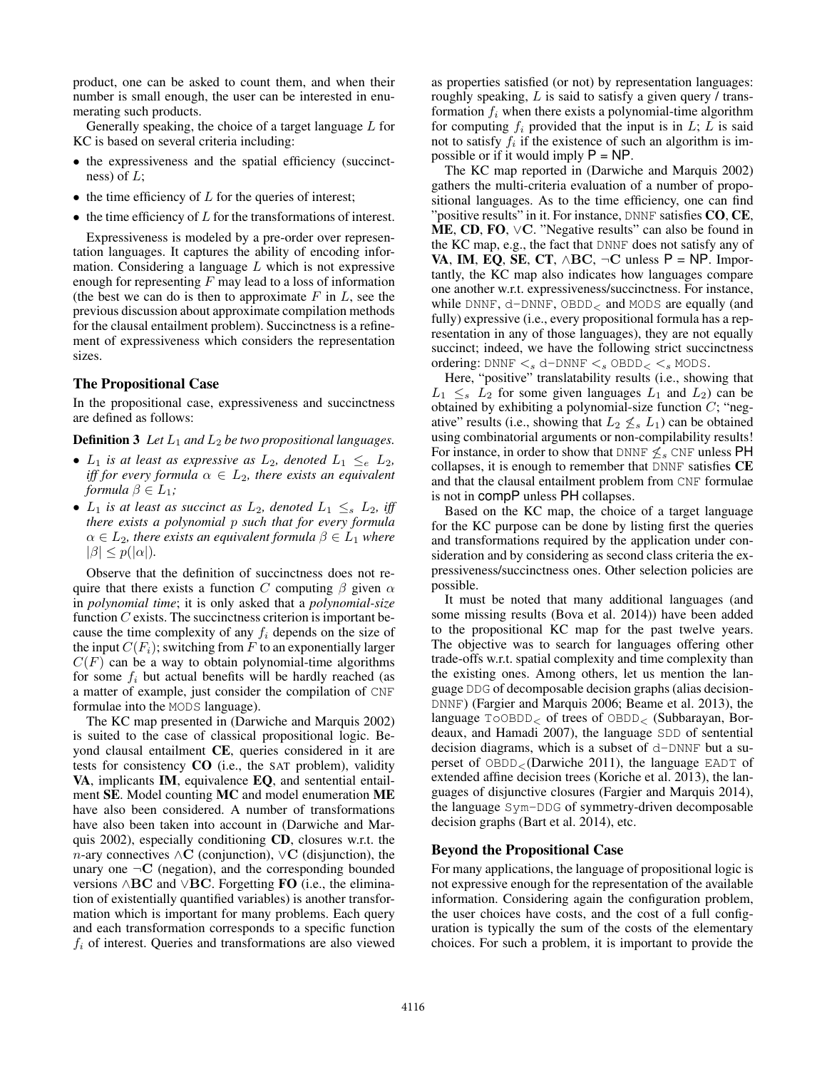product, one can be asked to count them, and when their number is small enough, the user can be interested in enumerating such products.

Generally speaking, the choice of a target language $L$ for KC is based on several criteria including:

- the expressiveness and the spatial efficiency (succinctness) of $L$;
- the time efficiency of $L$ for the queries of interest;
- the time efficiency of $L$ for the transformations of interest.

Expressiveness is modeled by a pre-order over representation languages. It captures the ability of encoding information. Considering a language $L$ which is not expressive enough for representing $F$ may lead to a loss of information (the best we can do is then to approximate $F$ in $L$, see the previous discussion about approximate compilation methods for the clausal entailment problem). Succinctness is a refinement of expressiveness which considers the representation sizes.

## The Propositional Case

In the propositional case, expressiveness and succinctness are defined as follows:

**Definition 3** *Let $L_1$ and $L_2$ be two propositional languages.*

- *$L_1$ is at least as expressive as $L_2$, denoted $L_1 \leq_e L_2$, iff for every formula $\alpha \in L_2$, there exists an equivalent formula $\beta \in L_1$;*
- *$L_1$ is at least as succinct as $L_2$, denoted $L_1 \leq_s L_2$, iff there exists a polynomial $p$ such that for every formula $\alpha \in L_2$, there exists an equivalent formula $\beta \in L_1$ where $|\beta| \leq p(|\alpha|)$.*

Observe that the definition of succinctness does not require that there exists a function $C$ computing $\beta$ given $\alpha$ in *polynomial time*; it is only asked that a *polynomial-size* function $C$ exists. The succinctness criterion is important because the time complexity of any $f_i$ depends on the size of the input $C(F_i)$; switching from $F$ to an exponentially larger $C(F)$ can be a way to obtain polynomial-time algorithms for some $f_i$ but actual benefits will be hardly reached (as a matter of example, just consider the compilation of CNF formulae into the MODS language).

The KC map presented in (Darwiche and Marquis 2002) is suited to the case of classical propositional logic. Beyond clausal entailment **CE**, queries considered in it are tests for consistency **CO** (i.e., the SAT problem), validity **VA**, implicants **IM**, equivalence **EQ**, and sentential entailment **SE**. Model counting **MC** and model enumeration **ME** have also been considered. A number of transformations have also been taken into account in (Darwiche and Marquis 2002), especially conditioning **CD**, closures w.r.t. the $n$-ary connectives $\wedge$**C** (conjunction), $\vee$**C** (disjunction), the unary one $\neg$**C** (negation), and the corresponding bounded versions $\wedge$**BC** and $\vee$**BC**. Forgetting **FO** (i.e., the elimination of existentially quantified variables) is another transformation which is important for many problems. Each query and each transformation corresponds to a specific function $f_i$ of interest. Queries and transformations are also viewed as properties satisfied (or not) by representation languages: roughly speaking, $L$ is said to satisfy a given query / transformation $f_i$ when there exists a polynomial-time algorithm for computing $f_i$ provided that the input is in $L$; $L$ is said not to satisfy $f_i$ if the existence of such an algorithm is impossible or if it would imply P = NP.

The KC map reported in (Darwiche and Marquis 2002) gathers the multi-criteria evaluation of a number of propositional languages. As to the time efficiency, one can find "positive results" in it. For instance, DNNF satisfies **CO**, **CE**, **ME**, **CD**, **FO**, $\vee$**C**. "Negative results" can also be found in the KC map, e.g., the fact that DNNF does not satisfy any of **VA**, **IM**, **EQ**, **SE**, **CT**, $\wedge$**BC**, $\neg$**C** unless P = NP. Importantly, the KC map also indicates how languages compare one another w.r.t. expressiveness/succinctness. For instance, while DNNF, d-DNNF, $\text{OBDD}_<$ and MODS are equally (and fully) expressive (i.e., every propositional formula has a representation in any of those languages), they are not equally succinct; indeed, we have the following strict succinctness ordering: DNNF $<_s$ d-DNNF $<_s$ $\text{OBDD}_<$ $<_s$ MODS.

Here, "positive" translatability results (i.e., showing that $L_1 \leq_s L_2$ for some given languages $L_1$ and $L_2$) can be obtained by exhibiting a polynomial-size function $C$; "negative" results (i.e., showing that $L_2 \not\leq_s L_1$) can be obtained using combinatorial arguments or non-compilability results! For instance, in order to show that DNNF $\not\leq_s$ CNF unless PH collapses, it is enough to remember that DNNF satisfies **CE** and that the clausal entailment problem from CNF formulae is not in compP unless PH collapses.

Based on the KC map, the choice of a target language for the KC purpose can be done by listing first the queries and transformations required by the application under consideration and by considering as second class criteria the expressiveness/succinctness ones. Other selection policies are possible.

It must be noted that many additional languages (and some missing results (Bova et al. 2014)) have been added to the propositional KC map for the past twelve years. The objective was to search for languages offering other trade-offs w.r.t. spatial complexity and time complexity than the existing ones. Among others, let us mention the language DDG of decomposable decision graphs (alias decision-DNNF) (Fargier and Marquis 2006; Beame et al. 2013), the language $\text{ToOBDD}_<$ of trees of $\text{OBDD}_<$ (Subbarayan, Bordeaux, and Hamadi 2007), the language SDD of sentential decision diagrams, which is a subset of d-DNNF but a superset of $\text{OBDD}_<$(Darwiche 2011), the language EADT of extended affine decision trees (Koriche et al. 2013), the languages of disjunctive closures (Fargier and Marquis 2014), the language Sym-DDG of symmetry-driven decomposable decision graphs (Bart et al. 2014), etc.

## Beyond the Propositional Case

For many applications, the language of propositional logic is not expressive enough for the representation of the available information. Considering again the configuration problem, the user choices have costs, and the cost of a full configuration is typically the sum of the costs of the elementary choices. For such a problem, it is important to provide the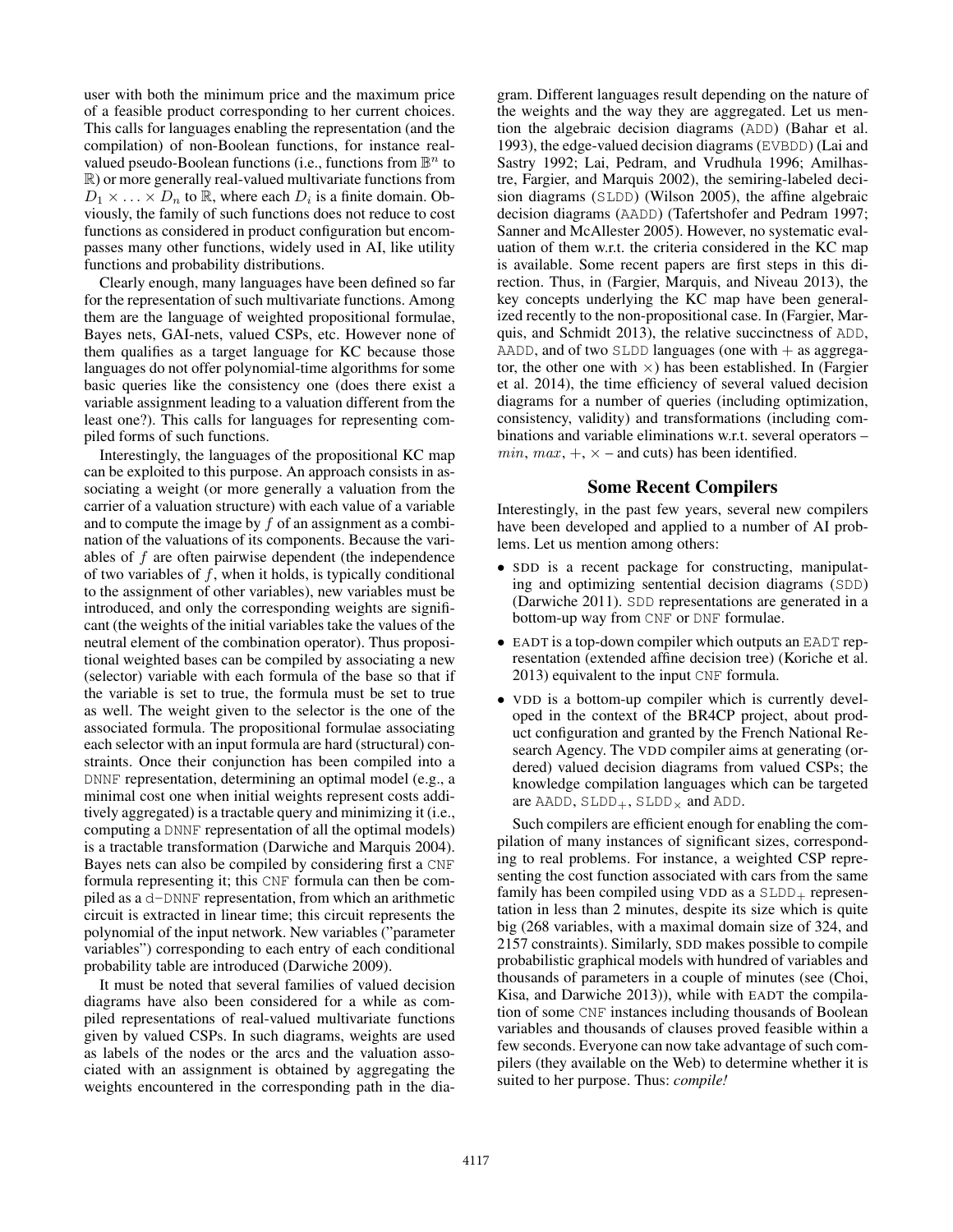user with both the minimum price and the maximum price of a feasible product corresponding to her current choices. This calls for languages enabling the representation (and the compilation) of non-Boolean functions, for instance real-valued pseudo-Boolean functions (i.e., functions from $\mathbb{B}^n$ to $\mathbb{R}$) or more generally real-valued multivariate functions from $D_1 \times \ldots \times D_n$ to $\mathbb{R}$, where each $D_i$ is a finite domain. Obviously, the family of such functions does not reduce to cost functions as considered in product configuration but encompasses many other functions, widely used in AI, like utility functions and probability distributions.

Clearly enough, many languages have been defined so far for the representation of such multivariate functions. Among them are the language of weighted propositional formulae, Bayes nets, GAI-nets, valued CSPs, etc. However none of them qualifies as a target language for KC because those languages do not offer polynomial-time algorithms for some basic queries like the consistency one (does there exist a variable assignment leading to a valuation different from the least one?). This calls for languages for representing compiled forms of such functions.

Interestingly, the languages of the propositional KC map can be exploited to this purpose. An approach consists in associating a weight (or more generally a valuation from the carrier of a valuation structure) with each value of a variable and to compute the image by $f$ of an assignment as a combination of the valuations of its components. Because the variables of $f$ are often pairwise dependent (the independence of two variables of $f$, when it holds, is typically conditional to the assignment of other variables), new variables must be introduced, and only the corresponding weights are significant (the weights of the initial variables take the values of the neutral element of the combination operator). Thus propositional weighted bases can be compiled by associating a new (selector) variable with each formula of the base so that if the variable is set to true, the formula must be set to true as well. The weight given to the selector is the one of the associated formula. The propositional formulae associating each selector with an input formula are hard (structural) constraints. Once their conjunction has been compiled into a DNNF representation, determining an optimal model (e.g., a minimal cost one when initial weights represent costs additively aggregated) is a tractable query and minimizing it (i.e., computing a DNNF representation of all the optimal models) is a tractable transformation (Darwiche and Marquis 2004). Bayes nets can also be compiled by considering first a CNF formula representing it; this CNF formula can then be compiled as a d-DNNF representation, from which an arithmetic circuit is extracted in linear time; this circuit represents the polynomial of the input network. New variables ("parameter variables") corresponding to each entry of each conditional probability table are introduced (Darwiche 2009).

It must be noted that several families of valued decision diagrams have also been considered for a while as compiled representations of real-valued multivariate functions given by valued CSPs. In such diagrams, weights are used as labels of the nodes or the arcs and the valuation associated with an assignment is obtained by aggregating the weights encountered in the corresponding path in the diagram. Different languages result depending on the nature of the weights and the way they are aggregated. Let us mention the algebraic decision diagrams (ADD) (Bahar et al. 1993), the edge-valued decision diagrams (EVBDD) (Lai and Sastry 1992; Lai, Pedram, and Vrudhula 1996; Amilhastre, Fargier, and Marquis 2002), the semiring-labeled decision diagrams (SLDD) (Wilson 2005), the affine algebraic decision diagrams (AADD) (Tafertshofer and Pedram 1997; Sanner and McAllester 2005). However, no systematic evaluation of them w.r.t. the criteria considered in the KC map is available. Some recent papers are first steps in this direction. Thus, in (Fargier, Marquis, and Niveau 2013), the key concepts underlying the KC map have been generalized recently to the non-propositional case. In (Fargier, Marquis, and Schmidt 2013), the relative succinctness of ADD, AADD, and of two SLDD languages (one with $+$ as aggregator, the other one with $\times$) has been established. In (Fargier et al. 2014), the time efficiency of several valued decision diagrams for a number of queries (including optimization, consistency, validity) and transformations (including combinations and variable eliminations w.r.t. several operators – $min$, $max$, $+$, $\times$ – and cuts) has been identified.

## Some Recent Compilers

Interestingly, in the past few years, several new compilers have been developed and applied to a number of AI problems. Let us mention among others:

- SDD is a recent package for constructing, manipulating and optimizing sentential decision diagrams (SDD) (Darwiche 2011). SDD representations are generated in a bottom-up way from CNF or DNF formulae.
- EADT is a top-down compiler which outputs an EADT representation (extended affine decision tree) (Koriche et al. 2013) equivalent to the input CNF formula.
- VDD is a bottom-up compiler which is currently developed in the context of the BR4CP project, about product configuration and granted by the French National Research Agency. The VDD compiler aims at generating (ordered) valued decision diagrams from valued CSPs; the knowledge compilation languages which can be targeted are AADD, $\text{SLDD}_+$, $\text{SLDD}_\times$ and ADD.

Such compilers are efficient enough for enabling the compilation of many instances of significant sizes, corresponding to real problems. For instance, a weighted CSP representing the cost function associated with cars from the same family has been compiled using VDD as a $\text{SLDD}_+$ representation in less than 2 minutes, despite its size which is quite big (268 variables, with a maximal domain size of 324, and 2157 constraints). Similarly, SDD makes possible to compile probabilistic graphical models with hundred of variables and thousands of parameters in a couple of minutes (see (Choi, Kisa, and Darwiche 2013)), while with EADT the compilation of some CNF instances including thousands of Boolean variables and thousands of clauses proved feasible within a few seconds. Everyone can now take advantage of such compilers (they available on the Web) to determine whether it is suited to her purpose. Thus: *compile!*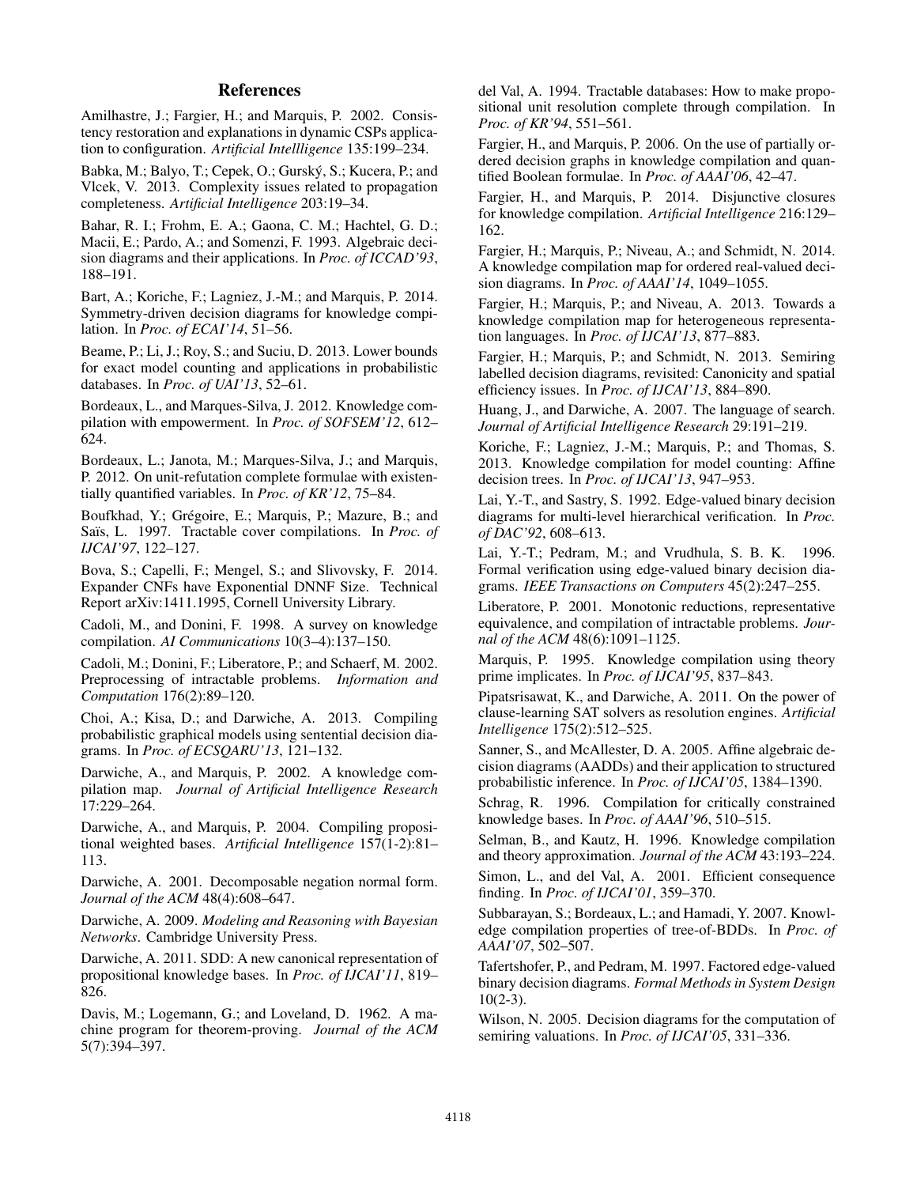## References

Amilhastre, J.; Fargier, H.; and Marquis, P. 2002. Consistency restoration and explanations in dynamic CSPs application to configuration. *Artificial Intellligence* 135:199–234.

Babka, M.; Balyo, T.; Cepek, O.; Gurský, S.; Kucera, P.; and Vlcek, V. 2013. Complexity issues related to propagation completeness. *Artificial Intelligence* 203:19–34.

Bahar, R. I.; Frohm, E. A.; Gaona, C. M.; Hachtel, G. D.; Macii, E.; Pardo, A.; and Somenzi, F. 1993. Algebraic decision diagrams and their applications. In *Proc. of ICCAD'93*, 188–191.

Bart, A.; Koriche, F.; Lagniez, J.-M.; and Marquis, P. 2014. Symmetry-driven decision diagrams for knowledge compilation. In *Proc. of ECAI'14*, 51–56.

Beame, P.; Li, J.; Roy, S.; and Suciu, D. 2013. Lower bounds for exact model counting and applications in probabilistic databases. In *Proc. of UAI'13*, 52–61.

Bordeaux, L., and Marques-Silva, J. 2012. Knowledge compilation with empowerment. In *Proc. of SOFSEM'12*, 612–624.

Bordeaux, L.; Janota, M.; Marques-Silva, J.; and Marquis, P. 2012. On unit-refutation complete formulae with existentially quantified variables. In *Proc. of KR'12*, 75–84.

Boufkhad, Y.; Grégoire, E.; Marquis, P.; Mazure, B.; and Saïs, L. 1997. Tractable cover compilations. In *Proc. of IJCAI'97*, 122–127.

Bova, S.; Capelli, F.; Mengel, S.; and Slivovsky, F. 2014. Expander CNFs have Exponential DNNF Size. Technical Report arXiv:1411.1995, Cornell University Library.

Cadoli, M., and Donini, F. 1998. A survey on knowledge compilation. *AI Communications* 10(3–4):137–150.

Cadoli, M.; Donini, F.; Liberatore, P.; and Schaerf, M. 2002. Preprocessing of intractable problems. *Information and Computation* 176(2):89–120.

Choi, A.; Kisa, D.; and Darwiche, A. 2013. Compiling probabilistic graphical models using sentential decision diagrams. In *Proc. of ECSQARU'13*, 121–132.

Darwiche, A., and Marquis, P. 2002. A knowledge compilation map. *Journal of Artificial Intelligence Research* 17:229–264.

Darwiche, A., and Marquis, P. 2004. Compiling propositional weighted bases. *Artificial Intelligence* 157(1-2):81–113.

Darwiche, A. 2001. Decomposable negation normal form. *Journal of the ACM* 48(4):608–647.

Darwiche, A. 2009. *Modeling and Reasoning with Bayesian Networks*. Cambridge University Press.

Darwiche, A. 2011. SDD: A new canonical representation of propositional knowledge bases. In *Proc. of IJCAI'11*, 819–826.

Davis, M.; Logemann, G.; and Loveland, D. 1962. A machine program for theorem-proving. *Journal of the ACM* 5(7):394–397.

del Val, A. 1994. Tractable databases: How to make propositional unit resolution complete through compilation. In *Proc. of KR'94*, 551–561.

Fargier, H., and Marquis, P. 2006. On the use of partially ordered decision graphs in knowledge compilation and quantified Boolean formulae. In *Proc. of AAAI'06*, 42–47.

Fargier, H., and Marquis, P. 2014. Disjunctive closures for knowledge compilation. *Artificial Intelligence* 216:129–162.

Fargier, H.; Marquis, P.; Niveau, A.; and Schmidt, N. 2014. A knowledge compilation map for ordered real-valued decision diagrams. In *Proc. of AAAI'14*, 1049–1055.

Fargier, H.; Marquis, P.; and Niveau, A. 2013. Towards a knowledge compilation map for heterogeneous representation languages. In *Proc. of IJCAI'13*, 877–883.

Fargier, H.; Marquis, P.; and Schmidt, N. 2013. Semiring labelled decision diagrams, revisited: Canonicity and spatial efficiency issues. In *Proc. of IJCAI'13*, 884–890.

Huang, J., and Darwiche, A. 2007. The language of search. *Journal of Artificial Intelligence Research* 29:191–219.

Koriche, F.; Lagniez, J.-M.; Marquis, P.; and Thomas, S. 2013. Knowledge compilation for model counting: Affine decision trees. In *Proc. of IJCAI'13*, 947–953.

Lai, Y.-T., and Sastry, S. 1992. Edge-valued binary decision diagrams for multi-level hierarchical verification. In *Proc. of DAC'92*, 608–613.

Lai, Y.-T.; Pedram, M.; and Vrudhula, S. B. K. 1996. Formal verification using edge-valued binary decision diagrams. *IEEE Transactions on Computers* 45(2):247–255.

Liberatore, P. 2001. Monotonic reductions, representative equivalence, and compilation of intractable problems. *Journal of the ACM* 48(6):1091–1125.

Marquis, P. 1995. Knowledge compilation using theory prime implicates. In *Proc. of IJCAI'95*, 837–843.

Pipatsrisawat, K., and Darwiche, A. 2011. On the power of clause-learning SAT solvers as resolution engines. *Artificial Intelligence* 175(2):512–525.

Sanner, S., and McAllester, D. A. 2005. Affine algebraic decision diagrams (AADDs) and their application to structured probabilistic inference. In *Proc. of IJCAI'05*, 1384–1390.

Schrag, R. 1996. Compilation for critically constrained knowledge bases. In *Proc. of AAAI'96*, 510–515.

Selman, B., and Kautz, H. 1996. Knowledge compilation and theory approximation. *Journal of the ACM* 43:193–224.

Simon, L., and del Val, A. 2001. Efficient consequence finding. In *Proc. of IJCAI'01*, 359–370.

Subbarayan, S.; Bordeaux, L.; and Hamadi, Y. 2007. Knowledge compilation properties of tree-of-BDDs. In *Proc. of AAAI'07*, 502–507.

Tafertshofer, P., and Pedram, M. 1997. Factored edge-valued binary decision diagrams. *Formal Methods in System Design* 10(2-3).

Wilson, N. 2005. Decision diagrams for the computation of semiring valuations. In *Proc. of IJCAI'05*, 331–336.